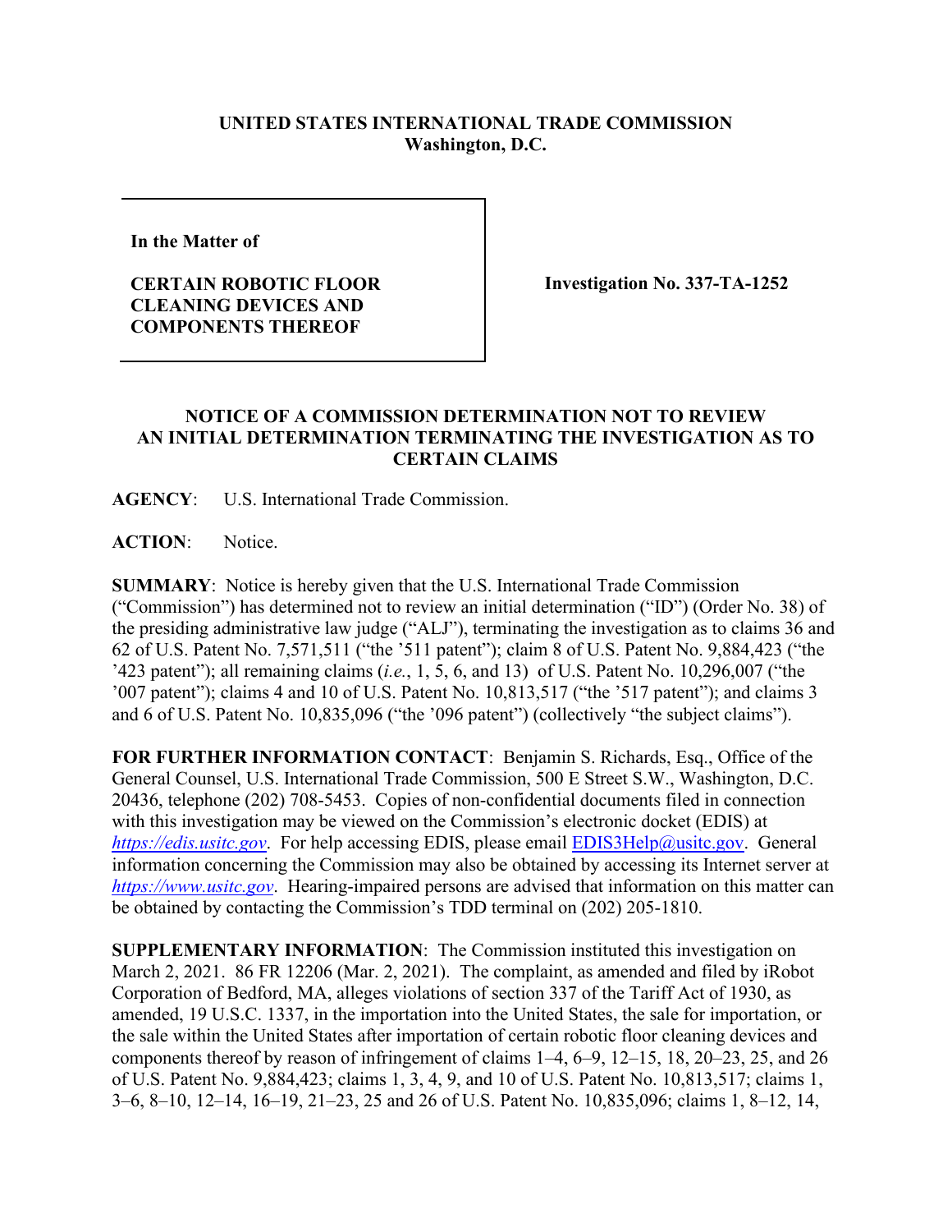**UNITED STATES INTERNATIONAL TRADE COMMISSION**
**Washington, D.C.**

| **In the Matter of**<br><br>**CERTAIN ROBOTIC FLOOR CLEANING DEVICES AND COMPONENTS THEREOF** | **Investigation No. 337-TA-1252** |
|---|---|

**NOTICE OF A COMMISSION DETERMINATION NOT TO REVIEW AN INITIAL DETERMINATION TERMINATING THE INVESTIGATION AS TO CERTAIN CLAIMS**

**AGENCY**: U.S. International Trade Commission.

**ACTION**: Notice.

**SUMMARY**: Notice is hereby given that the U.S. International Trade Commission ("Commission") has determined not to review an initial determination ("ID") (Order No. 38) of the presiding administrative law judge ("ALJ"), terminating the investigation as to claims 36 and 62 of U.S. Patent No. 7,571,511 ("the '511 patent"); claim 8 of U.S. Patent No. 9,884,423 ("the '423 patent"); all remaining claims (*i.e.*, 1, 5, 6, and 13) of U.S. Patent No. 10,296,007 ("the '007 patent"); claims 4 and 10 of U.S. Patent No. 10,813,517 ("the '517 patent"); and claims 3 and 6 of U.S. Patent No. 10,835,096 ("the '096 patent") (collectively "the subject claims").

**FOR FURTHER INFORMATION CONTACT**: Benjamin S. Richards, Esq., Office of the General Counsel, U.S. International Trade Commission, 500 E Street S.W., Washington, D.C. 20436, telephone (202) 708-5453. Copies of non-confidential documents filed in connection with this investigation may be viewed on the Commission's electronic docket (EDIS) at *https://edis.usitc.gov*. For help accessing EDIS, please email EDIS3Help@usitc.gov. General information concerning the Commission may also be obtained by accessing its Internet server at *https://www.usitc.gov*. Hearing-impaired persons are advised that information on this matter can be obtained by contacting the Commission's TDD terminal on (202) 205-1810.

**SUPPLEMENTARY INFORMATION**: The Commission instituted this investigation on March 2, 2021. 86 FR 12206 (Mar. 2, 2021). The complaint, as amended and filed by iRobot Corporation of Bedford, MA, alleges violations of section 337 of the Tariff Act of 1930, as amended, 19 U.S.C. 1337, in the importation into the United States, the sale for importation, or the sale within the United States after importation of certain robotic floor cleaning devices and components thereof by reason of infringement of claims 1–4, 6–9, 12–15, 18, 20–23, 25, and 26 of U.S. Patent No. 9,884,423; claims 1, 3, 4, 9, and 10 of U.S. Patent No. 10,813,517; claims 1, 3–6, 8–10, 12–14, 16–19, 21–23, 25 and 26 of U.S. Patent No. 10,835,096; claims 1, 8–12, 14,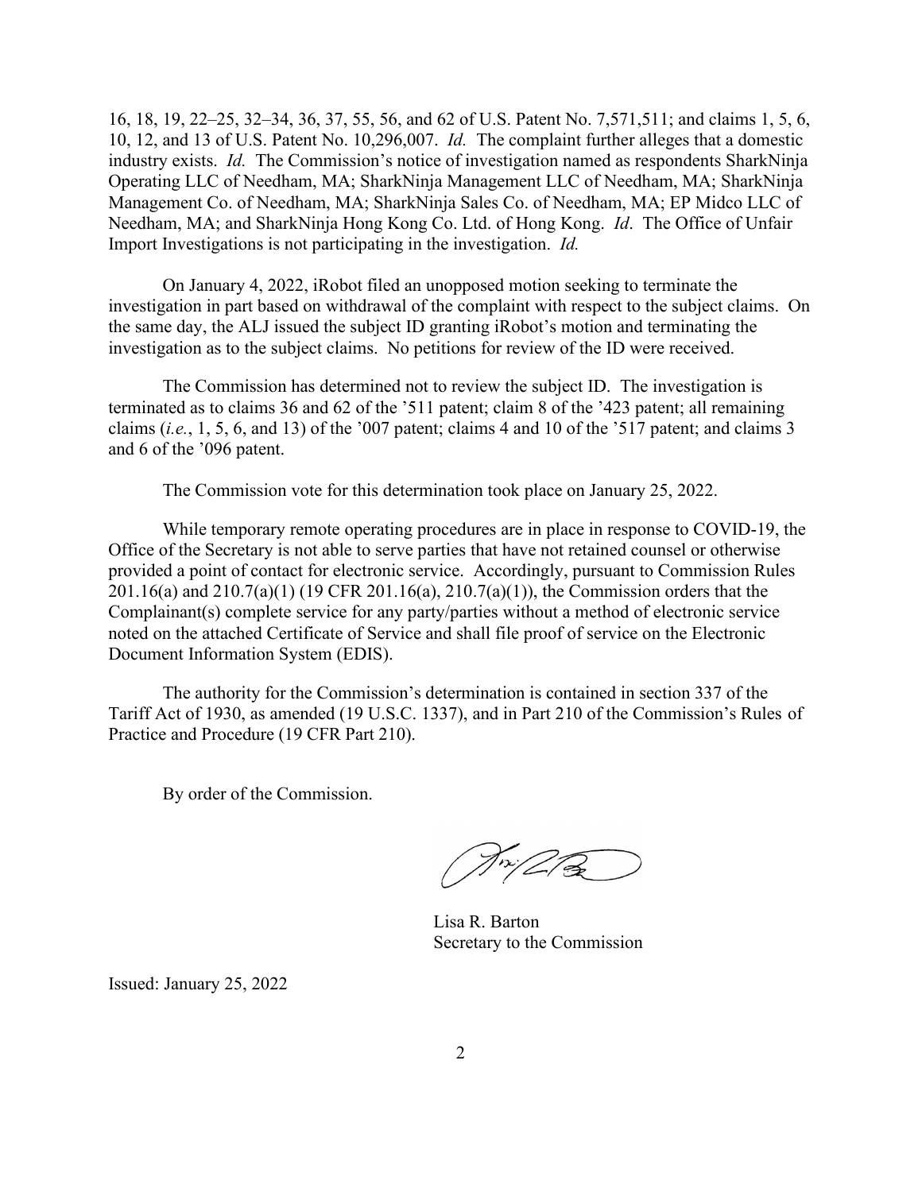16, 18, 19, 22–25, 32–34, 36, 37, 55, 56, and 62 of U.S. Patent No. 7,571,511; and claims 1, 5, 6, 10, 12, and 13 of U.S. Patent No. 10,296,007. *Id.* The complaint further alleges that a domestic industry exists. *Id.* The Commission's notice of investigation named as respondents SharkNinja Operating LLC of Needham, MA; SharkNinja Management LLC of Needham, MA; SharkNinja Management Co. of Needham, MA; SharkNinja Sales Co. of Needham, MA; EP Midco LLC of Needham, MA; and SharkNinja Hong Kong Co. Ltd. of Hong Kong. *Id*. The Office of Unfair Import Investigations is not participating in the investigation. *Id.*

On January 4, 2022, iRobot filed an unopposed motion seeking to terminate the investigation in part based on withdrawal of the complaint with respect to the subject claims. On the same day, the ALJ issued the subject ID granting iRobot's motion and terminating the investigation as to the subject claims. No petitions for review of the ID were received.

The Commission has determined not to review the subject ID. The investigation is terminated as to claims 36 and 62 of the '511 patent; claim 8 of the '423 patent; all remaining claims (*i.e.*, 1, 5, 6, and 13) of the '007 patent; claims 4 and 10 of the '517 patent; and claims 3 and 6 of the '096 patent.

The Commission vote for this determination took place on January 25, 2022.

While temporary remote operating procedures are in place in response to COVID-19, the Office of the Secretary is not able to serve parties that have not retained counsel or otherwise provided a point of contact for electronic service. Accordingly, pursuant to Commission Rules 201.16(a) and 210.7(a)(1) (19 CFR 201.16(a), 210.7(a)(1)), the Commission orders that the Complainant(s) complete service for any party/parties without a method of electronic service noted on the attached Certificate of Service and shall file proof of service on the Electronic Document Information System (EDIS).

The authority for the Commission's determination is contained in section 337 of the Tariff Act of 1930, as amended (19 U.S.C. 1337), and in Part 210 of the Commission's Rules of Practice and Procedure (19 CFR Part 210).

By order of the Commission.

Lisa R. Barton
Secretary to the Commission

Issued: January 25, 2022